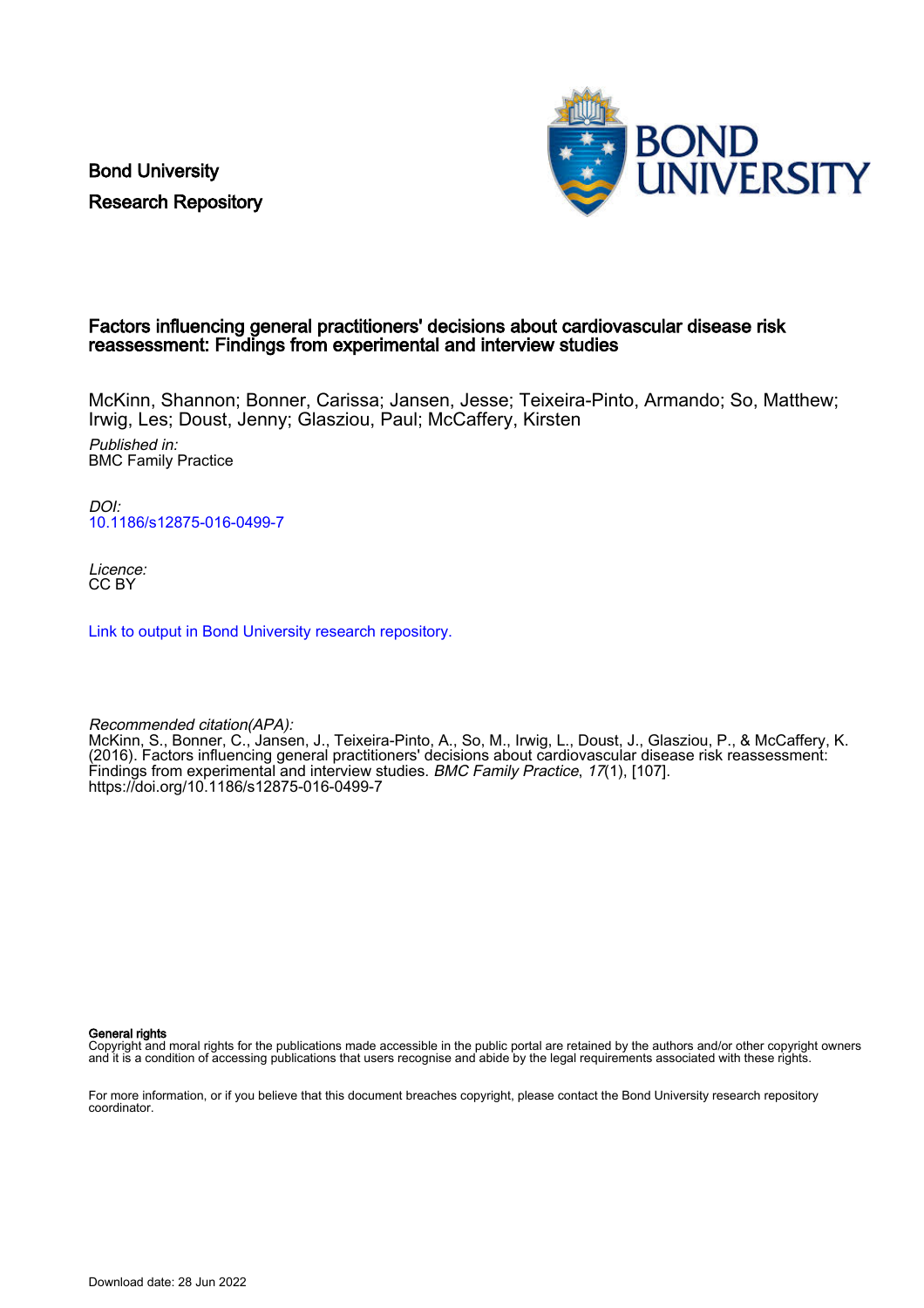Bond University
Research Repository

# Factors influencing general practitioners' decisions about cardiovascular disease risk reassessment: Findings from experimental and interview studies

McKinn, Shannon; Bonner, Carissa; Jansen, Jesse; Teixeira-Pinto, Armando; So, Matthew; Irwig, Les; Doust, Jenny; Glasziou, Paul; McCaffery, Kirsten

*Published in:*
BMC Family Practice

*DOI:*
10.1186/s12875-016-0499-7

*Licence:*
CC BY

Link to output in Bond University research repository.

*Recommended citation(APA):*
McKinn, S., Bonner, C., Jansen, J., Teixeira-Pinto, A., So, M., Irwig, L., Doust, J., Glasziou, P., & McCaffery, K. (2016). Factors influencing general practitioners' decisions about cardiovascular disease risk reassessment: Findings from experimental and interview studies. *BMC Family Practice*, *17*(1), [107]. https://doi.org/10.1186/s12875-016-0499-7

**General rights**
Copyright and moral rights for the publications made accessible in the public portal are retained by the authors and/or other copyright owners and it is a condition of accessing publications that users recognise and abide by the legal requirements associated with these rights.

For more information, or if you believe that this document breaches copyright, please contact the Bond University research repository coordinator.

Download date: 28 Jun 2022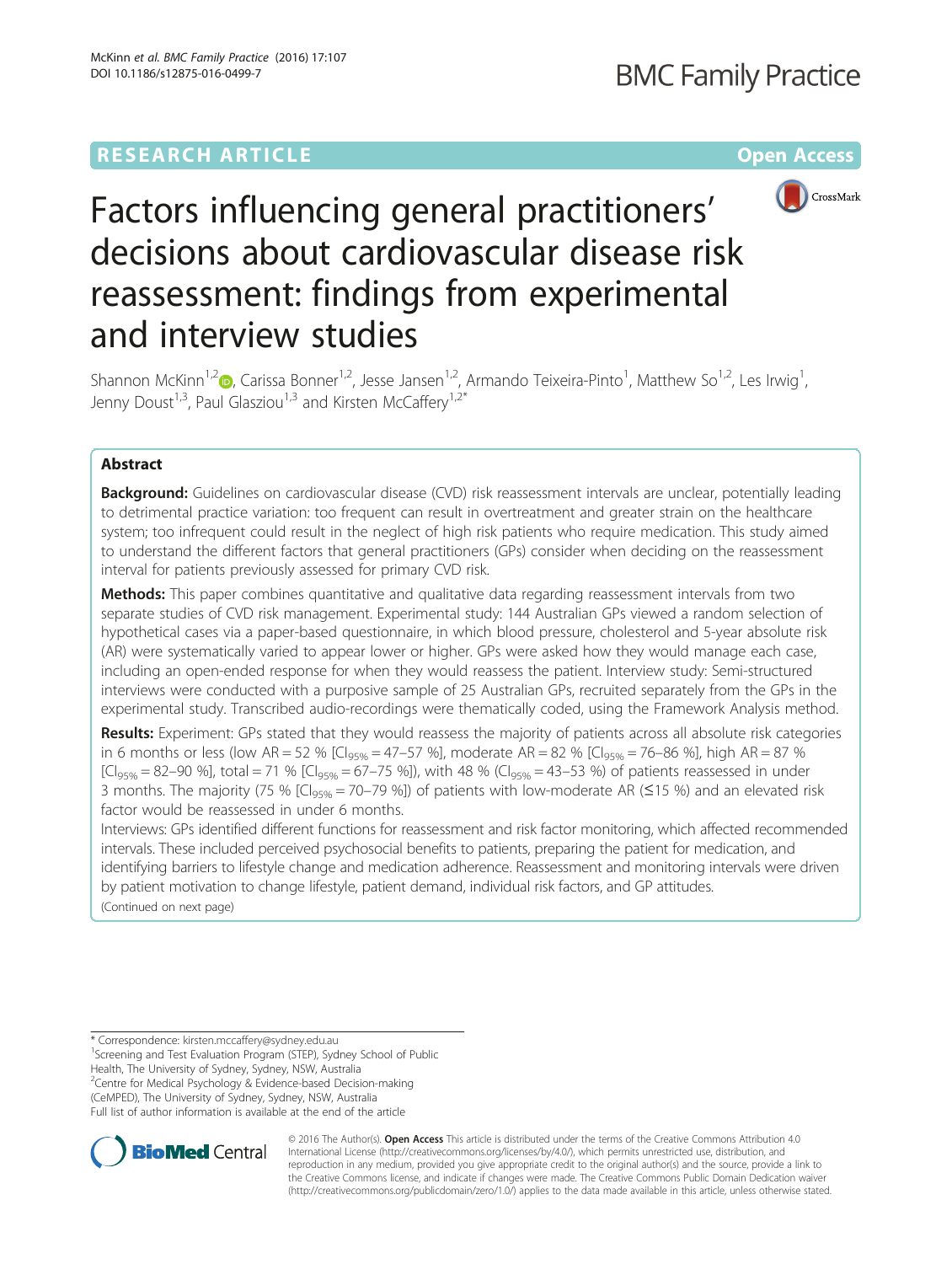# Factors influencing general practitioners' decisions about cardiovascular disease risk reassessment: findings from experimental and interview studies

Shannon McKinn[1,2], Carissa Bonner[1,2], Jesse Jansen[1,2], Armando Teixeira-Pinto[1], Matthew So[1,2], Les Irwig[1], Jenny Doust[1,3], Paul Glasziou[1,3] and Kirsten McCaffery[1,2*]

## Abstract

**Background:** Guidelines on cardiovascular disease (CVD) risk reassessment intervals are unclear, potentially leading to detrimental practice variation: too frequent can result in overtreatment and greater strain on the healthcare system; too infrequent could result in the neglect of high risk patients who require medication. This study aimed to understand the different factors that general practitioners (GPs) consider when deciding on the reassessment interval for patients previously assessed for primary CVD risk.

**Methods:** This paper combines quantitative and qualitative data regarding reassessment intervals from two separate studies of CVD risk management. Experimental study: 144 Australian GPs viewed a random selection of hypothetical cases via a paper-based questionnaire, in which blood pressure, cholesterol and 5-year absolute risk (AR) were systematically varied to appear lower or higher. GPs were asked how they would manage each case, including an open-ended response for when they would reassess the patient. Interview study: Semi-structured interviews were conducted with a purposive sample of 25 Australian GPs, recruited separately from the GPs in the experimental study. Transcribed audio-recordings were thematically coded, using the Framework Analysis method.

**Results:** Experiment: GPs stated that they would reassess the majority of patients across all absolute risk categories in 6 months or less (low AR = 52 % [$CI_{95\%}$ = 47–57 %], moderate AR = 82 % [$CI_{95\%}$ = 76–86 %], high AR = 87 % [$CI_{95\%}$ = 82–90 %], total = 71 % [$CI_{95\%}$ = 67–75 %]), with 48 % ($CI_{95\%}$ = 43–53 %) of patients reassessed in under 3 months. The majority (75 % [$CI_{95\%}$ = 70–79 %]) of patients with low-moderate AR (≤15 %) and an elevated risk factor would be reassessed in under 6 months.

Interviews: GPs identified different functions for reassessment and risk factor monitoring, which affected recommended intervals. These included perceived psychosocial benefits to patients, preparing the patient for medication, and identifying barriers to lifestyle change and medication adherence. Reassessment and monitoring intervals were driven by patient motivation to change lifestyle, patient demand, individual risk factors, and GP attitudes.

(Continued on next page)

\* Correspondence: kirsten.mccaffery@sydney.edu.au
[1]Screening and Test Evaluation Program (STEP), Sydney School of Public Health, The University of Sydney, Sydney, NSW, Australia
[2]Centre for Medical Psychology & Evidence-based Decision-making (CeMPED), The University of Sydney, Sydney, NSW, Australia
Full list of author information is available at the end of the article

© 2016 The Author(s). **Open Access** This article is distributed under the terms of the Creative Commons Attribution 4.0 International License (http://creativecommons.org/licenses/by/4.0/), which permits unrestricted use, distribution, and reproduction in any medium, provided you give appropriate credit to the original author(s) and the source, provide a link to the Creative Commons license, and indicate if changes were made. The Creative Commons Public Domain Dedication waiver (http://creativecommons.org/publicdomain/zero/1.0/) applies to the data made available in this article, unless otherwise stated.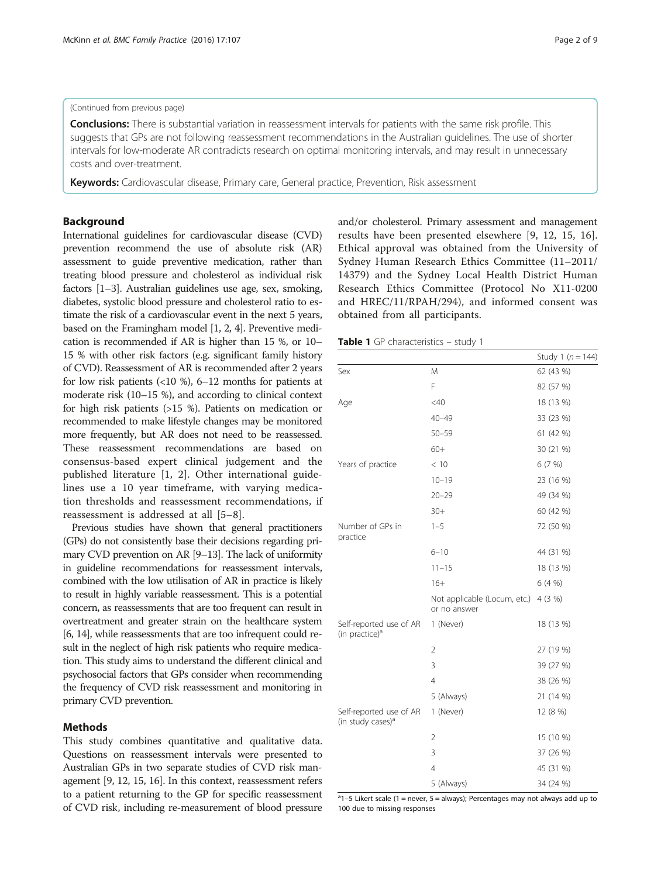(Continued from previous page)

**Conclusions:** There is substantial variation in reassessment intervals for patients with the same risk profile. This suggests that GPs are not following reassessment recommendations in the Australian guidelines. The use of shorter intervals for low-moderate AR contradicts research on optimal monitoring intervals, and may result in unnecessary costs and over-treatment.

**Keywords:** Cardiovascular disease, Primary care, General practice, Prevention, Risk assessment

## Background

International guidelines for cardiovascular disease (CVD) prevention recommend the use of absolute risk (AR) assessment to guide preventive medication, rather than treating blood pressure and cholesterol as individual risk factors [1–3]. Australian guidelines use age, sex, smoking, diabetes, systolic blood pressure and cholesterol ratio to estimate the risk of a cardiovascular event in the next 5 years, based on the Framingham model [1, 2, 4]. Preventive medication is recommended if AR is higher than 15 %, or 10–15 % with other risk factors (e.g. significant family history of CVD). Reassessment of AR is recommended after 2 years for low risk patients (<10 %), 6–12 months for patients at moderate risk (10–15 %), and according to clinical context for high risk patients (>15 %). Patients on medication or recommended to make lifestyle changes may be monitored more frequently, but AR does not need to be reassessed. These reassessment recommendations are based on consensus-based expert clinical judgement and the published literature [1, 2]. Other international guidelines use a 10 year timeframe, with varying medication thresholds and reassessment recommendations, if reassessment is addressed at all [5–8].

Previous studies have shown that general practitioners (GPs) do not consistently base their decisions regarding primary CVD prevention on AR [9–13]. The lack of uniformity in guideline recommendations for reassessment intervals, combined with the low utilisation of AR in practice is likely to result in highly variable reassessment. This is a potential concern, as reassessments that are too frequent can result in overtreatment and greater strain on the healthcare system [6, 14], while reassessments that are too infrequent could result in the neglect of high risk patients who require medication. This study aims to understand the different clinical and psychosocial factors that GPs consider when recommending the frequency of CVD risk reassessment and monitoring in primary CVD prevention.

## Methods

This study combines quantitative and qualitative data. Questions on reassessment intervals were presented to Australian GPs in two separate studies of CVD risk management [9, 12, 15, 16]. In this context, reassessment refers to a patient returning to the GP for specific reassessment of CVD risk, including re-measurement of blood pressure and/or cholesterol. Primary assessment and management results have been presented elsewhere [9, 12, 15, 16]. Ethical approval was obtained from the University of Sydney Human Research Ethics Committee (11–2011/14379) and the Sydney Local Health District Human Research Ethics Committee (Protocol No X11-0200 and HREC/11/RPAH/294), and informed consent was obtained from all participants.

**Table 1** GP characteristics – study 1

| | | Study 1 ($n = 144$) |
|---|---|---|
| Sex | M | 62 (43 %) |
| | F | 82 (57 %) |
| Age | <40 | 18 (13 %) |
| | 40–49 | 33 (23 %) |
| | 50–59 | 61 (42 %) |
| | 60+ | 30 (21 %) |
| Years of practice | < 10 | 6 (7 %) |
| | 10–19 | 23 (16 %) |
| | 20–29 | 49 (34 %) |
| | 30+ | 60 (42 %) |
| Number of GPs in practice | 1–5 | 72 (50 %) |
| | 6–10 | 44 (31 %) |
| | 11–15 | 18 (13 %) |
| | 16+ | 6 (4 %) |
| | Not applicable (Locum, etc.) or no answer | 4 (3 %) |
| Self-reported use of AR (in practice)[a] | 1 (Never) | 18 (13 %) |
| | 2 | 27 (19 %) |
| | 3 | 39 (27 %) |
| | 4 | 38 (26 %) |
| | 5 (Always) | 21 (14 %) |
| Self-reported use of AR (in study cases)[a] | 1 (Never) | 12 (8 %) |
| | 2 | 15 (10 %) |
| | 3 | 37 (26 %) |
| | 4 | 45 (31 %) |
| | 5 (Always) | 34 (24 %) |

[a]1–5 Likert scale (1 = never, 5 = always); Percentages may not always add up to 100 due to missing responses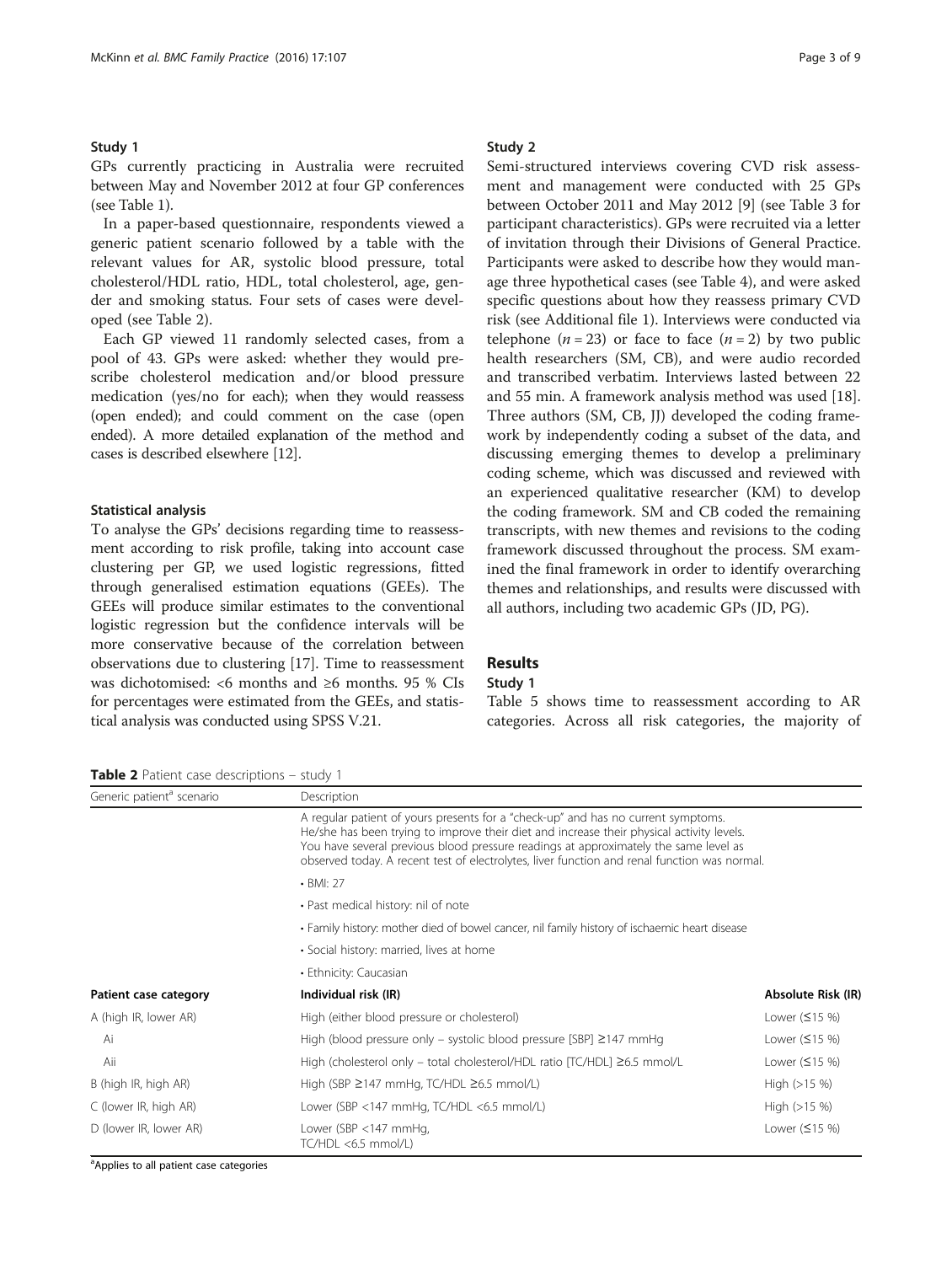### Study 1

GPs currently practicing in Australia were recruited between May and November 2012 at four GP conferences (see Table 1).

In a paper-based questionnaire, respondents viewed a generic patient scenario followed by a table with the relevant values for AR, systolic blood pressure, total cholesterol/HDL ratio, HDL, total cholesterol, age, gender and smoking status. Four sets of cases were developed (see Table 2).

Each GP viewed 11 randomly selected cases, from a pool of 43. GPs were asked: whether they would prescribe cholesterol medication and/or blood pressure medication (yes/no for each); when they would reassess (open ended); and could comment on the case (open ended). A more detailed explanation of the method and cases is described elsewhere [12].

#### Statistical analysis

To analyse the GPs' decisions regarding time to reassessment according to risk profile, taking into account case clustering per GP, we used logistic regressions, fitted through generalised estimation equations (GEEs). The GEEs will produce similar estimates to the conventional logistic regression but the confidence intervals will be more conservative because of the correlation between observations due to clustering [17]. Time to reassessment was dichotomised: <6 months and ≥6 months. 95 % CIs for percentages were estimated from the GEEs, and statistical analysis was conducted using SPSS V.21.

### Study 2

Semi-structured interviews covering CVD risk assessment and management were conducted with 25 GPs between October 2011 and May 2012 [9] (see Table 3 for participant characteristics). GPs were recruited via a letter of invitation through their Divisions of General Practice. Participants were asked to describe how they would manage three hypothetical cases (see Table 4), and were asked specific questions about how they reassess primary CVD risk (see Additional file 1). Interviews were conducted via telephone ($n = 23$) or face to face ($n = 2$) by two public health researchers (SM, CB), and were audio recorded and transcribed verbatim. Interviews lasted between 22 and 55 min. A framework analysis method was used [18]. Three authors (SM, CB, JJ) developed the coding framework by independently coding a subset of the data, and discussing emerging themes to develop a preliminary coding scheme, which was discussed and reviewed with an experienced qualitative researcher (KM) to develop the coding framework. SM and CB coded the remaining transcripts, with new themes and revisions to the coding framework discussed throughout the process. SM examined the final framework in order to identify overarching themes and relationships, and results were discussed with all authors, including two academic GPs (JD, PG).

## Results

### Study 1

Table 5 shows time to reassessment according to AR categories. Across all risk categories, the majority of

**Table 2** Patient case descriptions – study 1

| Generic patient[a] scenario | Description | |
|---|---|---|
| | A regular patient of yours presents for a "check-up" and has no current symptoms. He/she has been trying to improve their diet and increase their physical activity levels. You have several previous blood pressure readings at approximately the same level as observed today. A recent test of electrolytes, liver function and renal function was normal. | |
| | • BMI: 27 | |
| | • Past medical history: nil of note | |
| | • Family history: mother died of bowel cancer, nil family history of ischaemic heart disease | |
| | • Social history: married, lives at home | |
| | • Ethnicity: Caucasian | |
| **Patient case category** | **Individual risk (IR)** | **Absolute Risk (IR)** |
| A (high IR, lower AR) | High (either blood pressure or cholesterol) | Lower (≤15 %) |
| Ai | High (blood pressure only – systolic blood pressure [SBP] ≥147 mmHg | Lower (≤15 %) |
| Aii | High (cholesterol only – total cholesterol/HDL ratio [TC/HDL] ≥6.5 mmol/L | Lower (≤15 %) |
| B (high IR, high AR) | High (SBP ≥147 mmHg, TC/HDL ≥6.5 mmol/L) | High (>15 %) |
| C (lower IR, high AR) | Lower (SBP <147 mmHg, TC/HDL <6.5 mmol/L) | High (>15 %) |
| D (lower IR, lower AR) | Lower (SBP <147 mmHg, TC/HDL <6.5 mmol/L) | Lower (≤15 %) |

[a]Applies to all patient case categories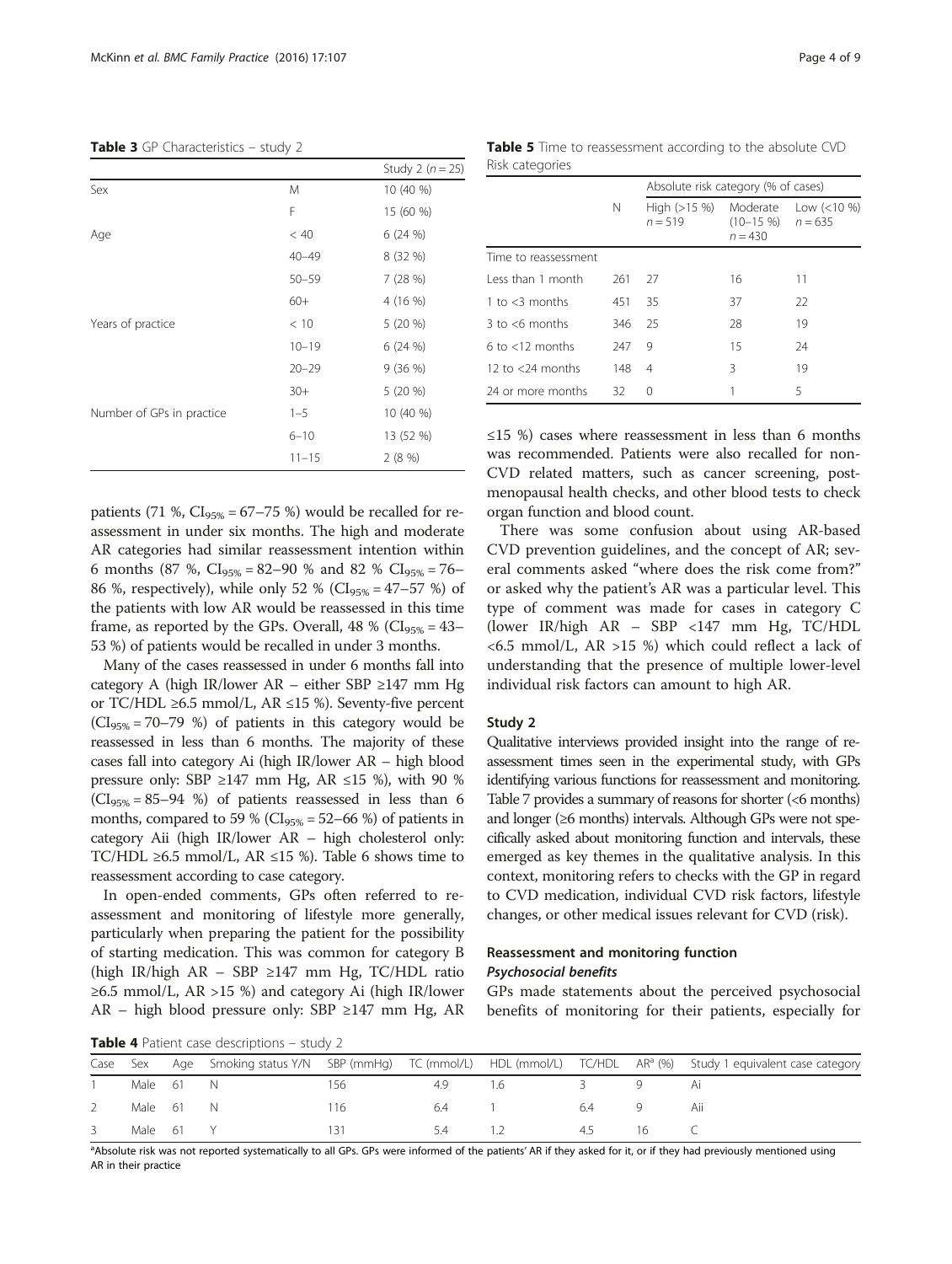**Table 3** GP Characteristics – study 2

| | | Study 2 (n = 25) |
|---|---|---|
| Sex | M | 10 (40 %) |
| | F | 15 (60 %) |
| Age | < 40 | 6 (24 %) |
| | 40–49 | 8 (32 %) |
| | 50–59 | 7 (28 %) |
| | 60+ | 4 (16 %) |
| Years of practice | < 10 | 5 (20 %) |
| | 10–19 | 6 (24 %) |
| | 20–29 | 9 (36 %) |
| | 30+ | 5 (20 %) |
| Number of GPs in practice | 1–5 | 10 (40 %) |
| | 6–10 | 13 (52 %) |
| | 11–15 | 2 (8 %) |

patients (71 %, $CI_{95\%}$ = 67–75 %) would be recalled for reassessment in under six months. The high and moderate AR categories had similar reassessment intention within 6 months (87 %, $CI_{95\%}$ = 82–90 % and 82 % $CI_{95\%}$ = 76–86 %, respectively), while only 52 % ($CI_{95\%}$ = 47–57 %) of the patients with low AR would be reassessed in this time frame, as reported by the GPs. Overall, 48 % ($CI_{95\%}$ = 43–53 %) of patients would be recalled in under 3 months.

Many of the cases reassessed in under 6 months fall into category A (high IR/lower AR – either SBP ≥147 mm Hg or TC/HDL ≥6.5 mmol/L, AR ≤15 %). Seventy-five percent ($CI_{95\%}$ = 70–79 %) of patients in this category would be reassessed in less than 6 months. The majority of these cases fall into category Ai (high IR/lower AR – high blood pressure only: SBP ≥147 mm Hg, AR ≤15 %), with 90 % ($CI_{95\%}$ = 85–94 %) of patients reassessed in less than 6 months, compared to 59 % ($CI_{95\%}$ = 52–66 %) of patients in category Aii (high IR/lower AR – high cholesterol only: TC/HDL ≥6.5 mmol/L, AR ≤15 %). Table 6 shows time to reassessment according to case category.

In open-ended comments, GPs often referred to reassessment and monitoring of lifestyle more generally, particularly when preparing the patient for the possibility of starting medication. This was common for category B (high IR/high AR – SBP ≥147 mm Hg, TC/HDL ratio ≥6.5 mmol/L, AR >15 %) and category Ai (high IR/lower AR – high blood pressure only: SBP ≥147 mm Hg, AR ≤15 %) cases where reassessment in less than 6 months was recommended. Patients were also recalled for non-CVD related matters, such as cancer screening, post-menopausal health checks, and other blood tests to check organ function and blood count.

**Table 5** Time to reassessment according to the absolute CVD Risk categories

| | N | Absolute risk category (% of cases) | | |
|---|---|---|---|---|
| | | High (>15 %) n = 519 | Moderate (10–15 %) n = 430 | Low (<10 %) n = 635 |
| Time to reassessment | | | | |
| Less than 1 month | 261 | 27 | 16 | 11 |
| 1 to <3 months | 451 | 35 | 37 | 22 |
| 3 to <6 months | 346 | 25 | 28 | 19 |
| 6 to <12 months | 247 | 9 | 15 | 24 |
| 12 to <24 months | 148 | 4 | 3 | 19 |
| 24 or more months | 32 | 0 | 1 | 5 |

There was some confusion about using AR-based CVD prevention guidelines, and the concept of AR; several comments asked "where does the risk come from?" or asked why the patient's AR was a particular level. This type of comment was made for cases in category C (lower IR/high AR – SBP <147 mm Hg, TC/HDL <6.5 mmol/L, AR >15 %) which could reflect a lack of understanding that the presence of multiple lower-level individual risk factors can amount to high AR.

### Study 2

Qualitative interviews provided insight into the range of reassessment times seen in the experimental study, with GPs identifying various functions for reassessment and monitoring. Table 7 provides a summary of reasons for shorter (<6 months) and longer (≥6 months) intervals. Although GPs were not specifically asked about monitoring function and intervals, these emerged as key themes in the qualitative analysis. In this context, monitoring refers to checks with the GP in regard to CVD medication, individual CVD risk factors, lifestyle changes, or other medical issues relevant for CVD (risk).

### Reassessment and monitoring function

#### *Psychosocial benefits*

GPs made statements about the perceived psychosocial benefits of monitoring for their patients, especially for

**Table 4** Patient case descriptions – study 2

| Case | Sex | Age | Smoking status Y/N | SBP (mmHg) | TC (mmol/L) | HDL (mmol/L) | TC/HDL | AR[a] (%) | Study 1 equivalent case category |
|---|---|---|---|---|---|---|---|---|---|
| 1 | Male | 61 | N | 156 | 4.9 | 1.6 | 3 | 9 | Ai |
| 2 | Male | 61 | N | 116 | 6.4 | 1 | 6.4 | 9 | Aii |
| 3 | Male | 61 | Y | 131 | 5.4 | 1.2 | 4.5 | 16 | C |

[a]Absolute risk was not reported systematically to all GPs. GPs were informed of the patients' AR if they asked for it, or if they had previously mentioned using AR in their practice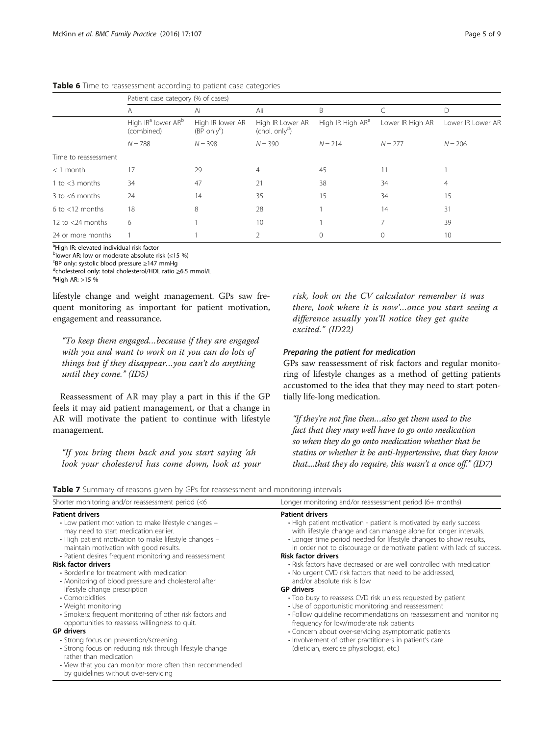**Table 6** Time to reassessment according to patient case categories

| | Patient case category (% of cases) | | | | | |
|---|---|---|---|---|---|---|
| | A | Ai | Aii | B | C | D |
| | High IR[a] lower AR[b] (combined) | High IR lower AR (BP only[c]) | High IR Lower AR (chol. only[d]) | High IR High AR[e] | Lower IR High AR | Lower IR Lower AR |
| | $N = 788$ | $N = 398$ | $N = 390$ | $N = 214$ | $N = 277$ | $N = 206$ |
| Time to reassessment | | | | | | |
| < 1 month | 17 | 29 | 4 | 45 | 11 | 1 |
| 1 to <3 months | 34 | 47 | 21 | 38 | 34 | 4 |
| 3 to <6 months | 24 | 14 | 35 | 15 | 34 | 15 |
| 6 to <12 months | 18 | 8 | 28 | 1 | 14 | 31 |
| 12 to <24 months | 6 | 1 | 10 | 1 | 7 | 39 |
| 24 or more months | 1 | 1 | 2 | 0 | 0 | 10 |

[a]High IR: elevated individual risk factor
[b]lower AR: low or moderate absolute risk (≤15 %)
[c]BP only: systolic blood pressure ≥147 mmHg
[d]cholesterol only: total cholesterol/HDL ratio ≥6.5 mmol/L
[e]High AR: >15 %

lifestyle change and weight management. GPs saw frequent monitoring as important for patient motivation, engagement and reassurance.

> *"To keep them engaged…because if they are engaged with you and want to work on it you can do lots of things but if they disappear…you can't do anything until they come." (ID5)*

Reassessment of AR may play a part in this if the GP feels it may aid patient management, or that a change in AR will motivate the patient to continue with lifestyle management.

> *"If you bring them back and you start saying 'ah look your cholesterol has come down, look at your risk, look on the CV calculator remember it was there, look where it is now'…once you start seeing a difference usually you'll notice they get quite excited." (ID22)*

#### *Preparing the patient for medication*

GPs saw reassessment of risk factors and regular monitoring of lifestyle changes as a method of getting patients accustomed to the idea that they may need to start potentially life-long medication.

> *"If they're not fine then…also get them used to the fact that they may well have to go onto medication so when they do go onto medication whether that be statins or whether it be anti-hypertensive, that they know that....that they do require, this wasn't a once off." (ID7)*

**Table 7** Summary of reasons given by GPs for reassessment and monitoring intervals

| Shorter monitoring and/or reassessment period (<6 | Longer monitoring and/or reassessment period (6+ months) |
|---|---|
| **Patient drivers** | **Patient drivers** |
| • Low patient motivation to make lifestyle changes – may need to start medication earlier. | • High patient motivation - patient is motivated by early success with lifestyle change and can manage alone for longer intervals. |
| • High patient motivation to make lifestyle changes – maintain motivation with good results. | • Longer time period needed for lifestyle changes to show results, in order not to discourage or demotivate patient with lack of success. |
| • Patient desires frequent monitoring and reassessment | **Risk factor drivers** |
| **Risk factor drivers** | • Risk factors have decreased or are well controlled with medication |
| • Borderline for treatment with medication | • No urgent CVD risk factors that need to be addressed, and/or absolute risk is low |
| • Monitoring of blood pressure and cholesterol after lifestyle change prescription | **GP drivers** |
| • Comorbidities | • Too busy to reassess CVD risk unless requested by patient |
| • Weight monitoring | • Use of opportunistic monitoring and reassessment |
| • Smokers: frequent monitoring of other risk factors and opportunities to reassess willingness to quit. | • Follow guideline recommendations on reassessment and monitoring frequency for low/moderate risk patients |
| **GP drivers** | • Concern about over-servicing asymptomatic patients |
| • Strong focus on prevention/screening | • Involvement of other practitioners in patient's care (dietician, exercise physiologist, etc.) |
| • Strong focus on reducing risk through lifestyle change rather than medication | |
| • View that you can monitor more often than recommended by guidelines without over-servicing | |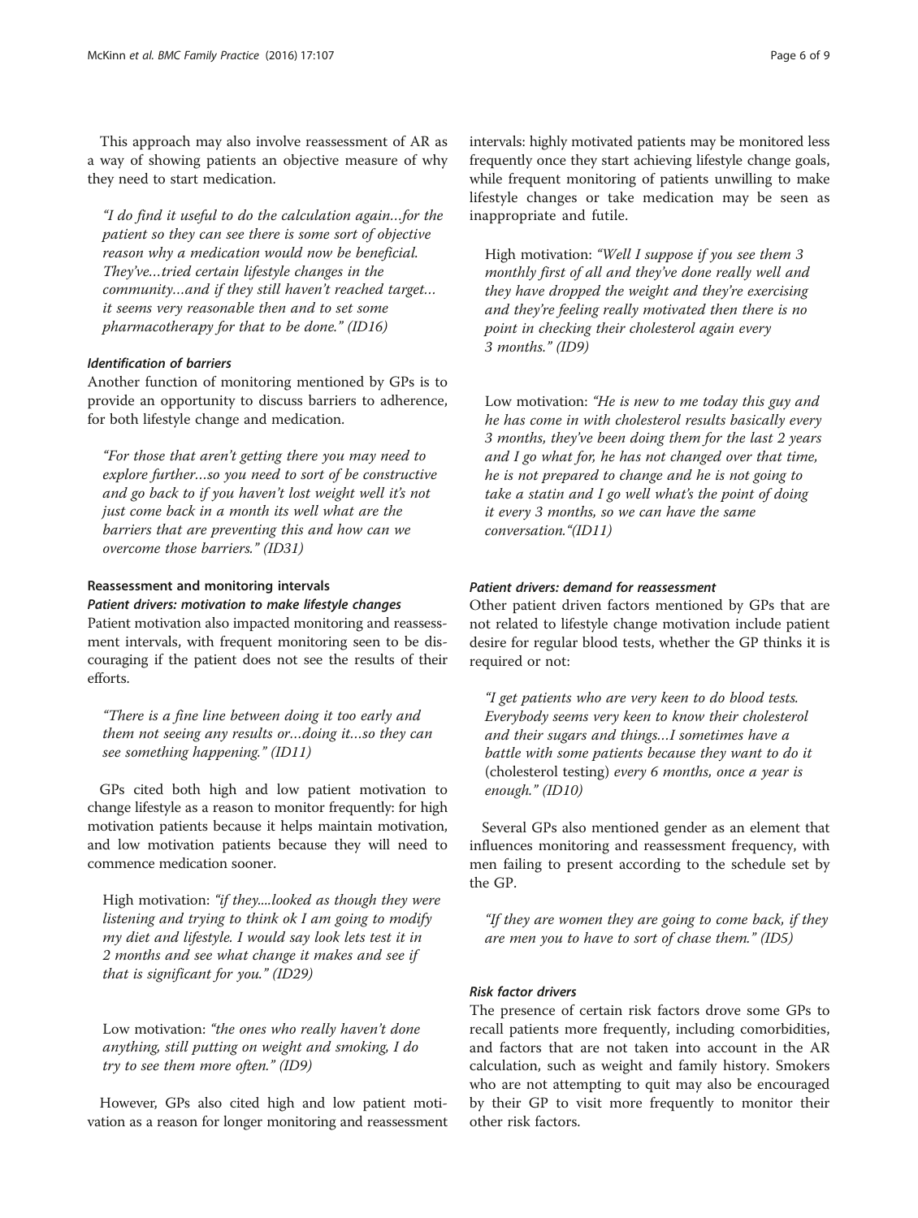This approach may also involve reassessment of AR as a way of showing patients an objective measure of why they need to start medication.

> *"I do find it useful to do the calculation again…for the patient so they can see there is some sort of objective reason why a medication would now be beneficial. They've…tried certain lifestyle changes in the community…and if they still haven't reached target… it seems very reasonable then and to set some pharmacotherapy for that to be done." (ID16)*

#### *Identification of barriers*

Another function of monitoring mentioned by GPs is to provide an opportunity to discuss barriers to adherence, for both lifestyle change and medication.

> *"For those that aren't getting there you may need to explore further…so you need to sort of be constructive and go back to if you haven't lost weight well it's not just come back in a month its well what are the barriers that are preventing this and how can we overcome those barriers." (ID31)*

### Reassessment and monitoring intervals

#### *Patient drivers: motivation to make lifestyle changes*

Patient motivation also impacted monitoring and reassessment intervals, with frequent monitoring seen to be discouraging if the patient does not see the results of their efforts.

> *"There is a fine line between doing it too early and them not seeing any results or…doing it…so they can see something happening." (ID11)*

GPs cited both high and low patient motivation to change lifestyle as a reason to monitor frequently: for high motivation patients because it helps maintain motivation, and low motivation patients because they will need to commence medication sooner.

> High motivation: *"if they....looked as though they were listening and trying to think ok I am going to modify my diet and lifestyle. I would say look lets test it in 2 months and see what change it makes and see if that is significant for you." (ID29)*

> Low motivation: *"the ones who really haven't done anything, still putting on weight and smoking, I do try to see them more often." (ID9)*

However, GPs also cited high and low patient motivation as a reason for longer monitoring and reassessment intervals: highly motivated patients may be monitored less frequently once they start achieving lifestyle change goals, while frequent monitoring of patients unwilling to make lifestyle changes or take medication may be seen as inappropriate and futile.

> High motivation: *"Well I suppose if you see them 3 monthly first of all and they've done really well and they have dropped the weight and they're exercising and they're feeling really motivated then there is no point in checking their cholesterol again every 3 months." (ID9)*

> Low motivation: *"He is new to me today this guy and he has come in with cholesterol results basically every 3 months, they've been doing them for the last 2 years and I go what for, he has not changed over that time, he is not prepared to change and he is not going to take a statin and I go well what's the point of doing it every 3 months, so we can have the same conversation."(ID11)*

#### *Patient drivers: demand for reassessment*

Other patient driven factors mentioned by GPs that are not related to lifestyle change motivation include patient desire for regular blood tests, whether the GP thinks it is required or not:

> *"I get patients who are very keen to do blood tests. Everybody seems very keen to know their cholesterol and their sugars and things…I sometimes have a battle with some patients because they want to do it* (cholesterol testing) *every 6 months, once a year is enough." (ID10)*

Several GPs also mentioned gender as an element that influences monitoring and reassessment frequency, with men failing to present according to the schedule set by the GP.

> *"If they are women they are going to come back, if they are men you to have to sort of chase them." (ID5)*

#### *Risk factor drivers*

The presence of certain risk factors drove some GPs to recall patients more frequently, including comorbidities, and factors that are not taken into account in the AR calculation, such as weight and family history. Smokers who are not attempting to quit may also be encouraged by their GP to visit more frequently to monitor their other risk factors.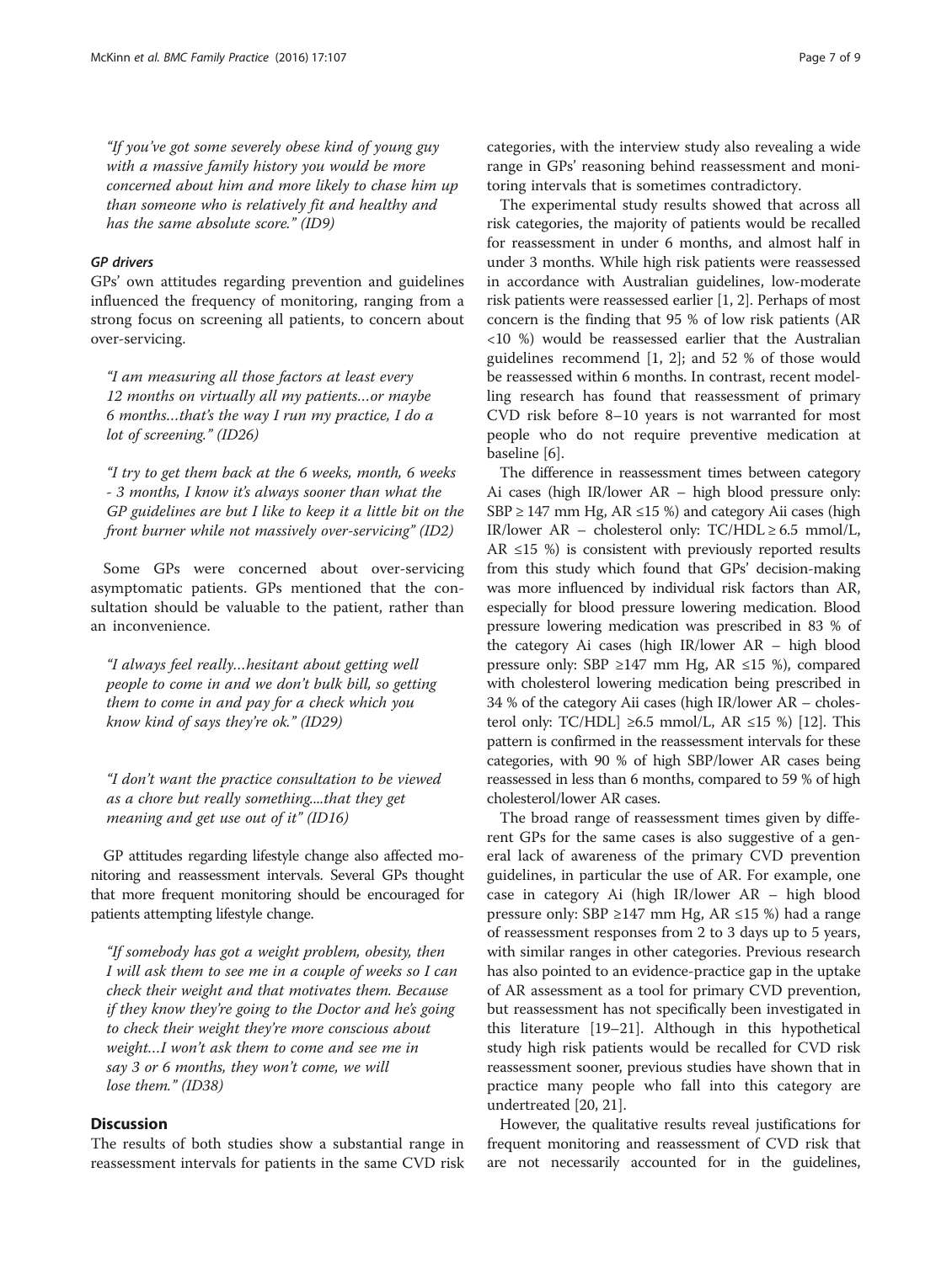"If you've got some severely obese kind of young guy with a massive family history you would be more concerned about him and more likely to chase him up than someone who is relatively fit and healthy and has the same absolute score." (ID9)

#### GP drivers

GPs' own attitudes regarding prevention and guidelines influenced the frequency of monitoring, ranging from a strong focus on screening all patients, to concern about over-servicing.

"I am measuring all those factors at least every 12 months on virtually all my patients…or maybe 6 months…that's the way I run my practice, I do a lot of screening." (ID26)

"I try to get them back at the 6 weeks, month, 6 weeks - 3 months, I know it's always sooner than what the GP guidelines are but I like to keep it a little bit on the front burner while not massively over-servicing" (ID2)

Some GPs were concerned about over-servicing asymptomatic patients. GPs mentioned that the consultation should be valuable to the patient, rather than an inconvenience.

"I always feel really…hesitant about getting well people to come in and we don't bulk bill, so getting them to come in and pay for a check which you know kind of says they're ok." (ID29)

"I don't want the practice consultation to be viewed as a chore but really something....that they get meaning and get use out of it" (ID16)

GP attitudes regarding lifestyle change also affected monitoring and reassessment intervals. Several GPs thought that more frequent monitoring should be encouraged for patients attempting lifestyle change.

"If somebody has got a weight problem, obesity, then I will ask them to see me in a couple of weeks so I can check their weight and that motivates them. Because if they know they're going to the Doctor and he's going to check their weight they're more conscious about weight…I won't ask them to come and see me in say 3 or 6 months, they won't come, we will lose them." (ID38)

## Discussion

The results of both studies show a substantial range in reassessment intervals for patients in the same CVD risk categories, with the interview study also revealing a wide range in GPs' reasoning behind reassessment and monitoring intervals that is sometimes contradictory.

The experimental study results showed that across all risk categories, the majority of patients would be recalled for reassessment in under 6 months, and almost half in under 3 months. While high risk patients were reassessed in accordance with Australian guidelines, low-moderate risk patients were reassessed earlier [1, 2]. Perhaps of most concern is the finding that 95 % of low risk patients (AR <10 %) would be reassessed earlier that the Australian guidelines recommend [1, 2]; and 52 % of those would be reassessed within 6 months. In contrast, recent modelling research has found that reassessment of primary CVD risk before 8–10 years is not warranted for most people who do not require preventive medication at baseline [6].

The difference in reassessment times between category Ai cases (high IR/lower AR – high blood pressure only: SBP ≥ 147 mm Hg, AR ≤15 %) and category Aii cases (high IR/lower AR – cholesterol only: TC/HDL ≥ 6.5 mmol/L, AR ≤15 %) is consistent with previously reported results from this study which found that GPs' decision-making was more influenced by individual risk factors than AR, especially for blood pressure lowering medication. Blood pressure lowering medication was prescribed in 83 % of the category Ai cases (high IR/lower AR – high blood pressure only: SBP ≥147 mm Hg, AR ≤15 %), compared with cholesterol lowering medication being prescribed in 34 % of the category Aii cases (high IR/lower AR – cholesterol only: TC/HDL] ≥6.5 mmol/L, AR ≤15 %) [12]. This pattern is confirmed in the reassessment intervals for these categories, with 90 % of high SBP/lower AR cases being reassessed in less than 6 months, compared to 59 % of high cholesterol/lower AR cases.

The broad range of reassessment times given by different GPs for the same cases is also suggestive of a general lack of awareness of the primary CVD prevention guidelines, in particular the use of AR. For example, one case in category Ai (high IR/lower AR – high blood pressure only: SBP ≥147 mm Hg, AR ≤15 %) had a range of reassessment responses from 2 to 3 days up to 5 years, with similar ranges in other categories. Previous research has also pointed to an evidence-practice gap in the uptake of AR assessment as a tool for primary CVD prevention, but reassessment has not specifically been investigated in this literature [19–21]. Although in this hypothetical study high risk patients would be recalled for CVD risk reassessment sooner, previous studies have shown that in practice many people who fall into this category are undertreated [20, 21].

However, the qualitative results reveal justifications for frequent monitoring and reassessment of CVD risk that are not necessarily accounted for in the guidelines,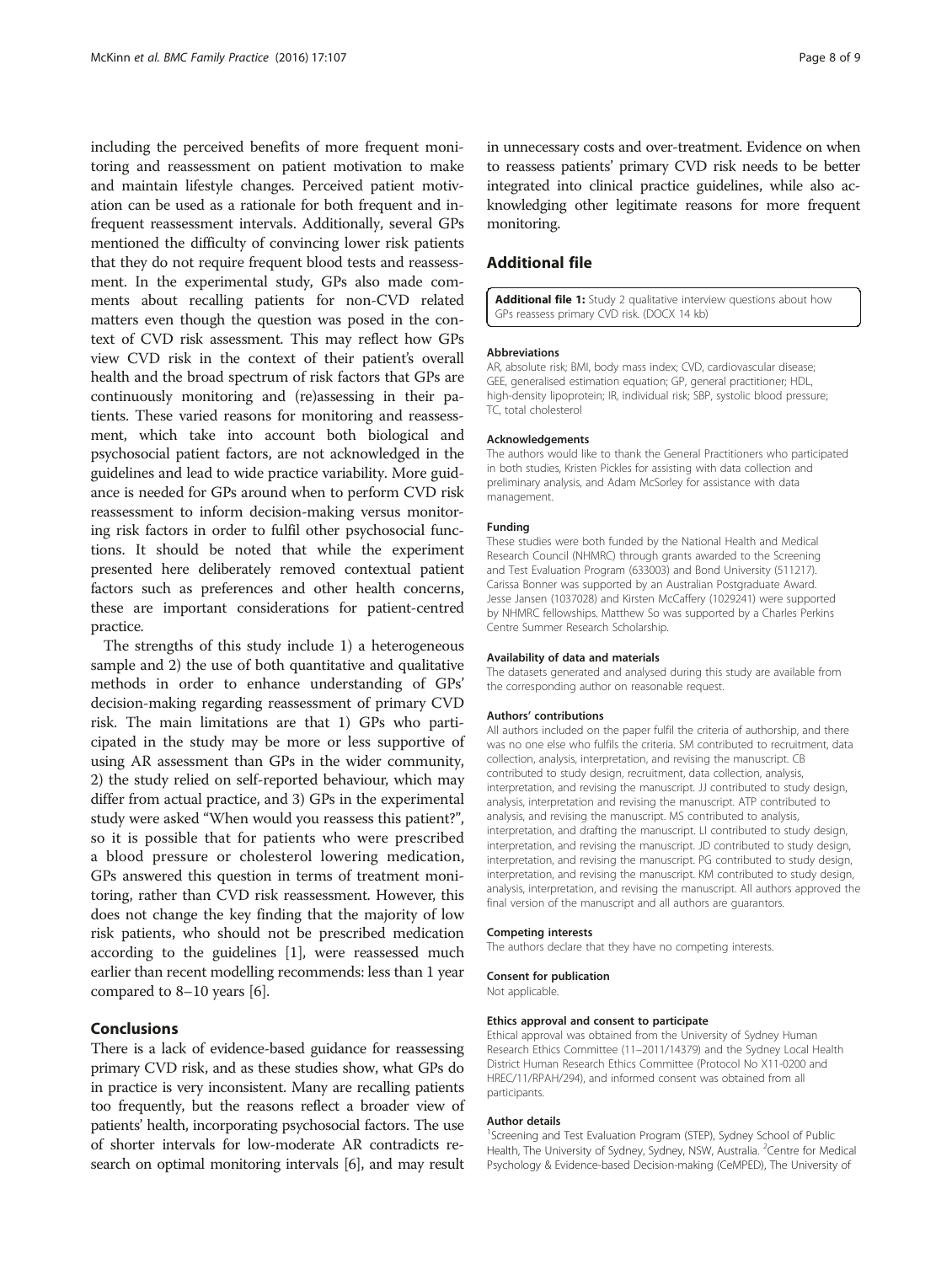including the perceived benefits of more frequent monitoring and reassessment on patient motivation to make and maintain lifestyle changes. Perceived patient motivation can be used as a rationale for both frequent and infrequent reassessment intervals. Additionally, several GPs mentioned the difficulty of convincing lower risk patients that they do not require frequent blood tests and reassessment. In the experimental study, GPs also made comments about recalling patients for non-CVD related matters even though the question was posed in the context of CVD risk assessment. This may reflect how GPs view CVD risk in the context of their patient's overall health and the broad spectrum of risk factors that GPs are continuously monitoring and (re)assessing in their patients. These varied reasons for monitoring and reassessment, which take into account both biological and psychosocial patient factors, are not acknowledged in the guidelines and lead to wide practice variability. More guidance is needed for GPs around when to perform CVD risk reassessment to inform decision-making versus monitoring risk factors in order to fulfil other psychosocial functions. It should be noted that while the experiment presented here deliberately removed contextual patient factors such as preferences and other health concerns, these are important considerations for patient-centred practice.

The strengths of this study include 1) a heterogeneous sample and 2) the use of both quantitative and qualitative methods in order to enhance understanding of GPs' decision-making regarding reassessment of primary CVD risk. The main limitations are that 1) GPs who participated in the study may be more or less supportive of using AR assessment than GPs in the wider community, 2) the study relied on self-reported behaviour, which may differ from actual practice, and 3) GPs in the experimental study were asked "When would you reassess this patient?", so it is possible that for patients who were prescribed a blood pressure or cholesterol lowering medication, GPs answered this question in terms of treatment monitoring, rather than CVD risk reassessment. However, this does not change the key finding that the majority of low risk patients, who should not be prescribed medication according to the guidelines [1], were reassessed much earlier than recent modelling recommends: less than 1 year compared to 8–10 years [6].

## Conclusions

There is a lack of evidence-based guidance for reassessing primary CVD risk, and as these studies show, what GPs do in practice is very inconsistent. Many are recalling patients too frequently, but the reasons reflect a broader view of patients' health, incorporating psychosocial factors. The use of shorter intervals for low-moderate AR contradicts research on optimal monitoring intervals [6], and may result in unnecessary costs and over-treatment. Evidence on when to reassess patients' primary CVD risk needs to be better integrated into clinical practice guidelines, while also acknowledging other legitimate reasons for more frequent monitoring.

## Additional file

**Additional file 1:** Study 2 qualitative interview questions about how GPs reassess primary CVD risk. (DOCX 14 kb)

#### Abbreviations

AR, absolute risk; BMI, body mass index; CVD, cardiovascular disease; GEE, generalised estimation equation; GP, general practitioner; HDL, high-density lipoprotein; IR, individual risk; SBP, systolic blood pressure; TC, total cholesterol

#### Acknowledgements

The authors would like to thank the General Practitioners who participated in both studies, Kristen Pickles for assisting with data collection and preliminary analysis, and Adam McSorley for assistance with data management.

#### Funding

These studies were both funded by the National Health and Medical Research Council (NHMRC) through grants awarded to the Screening and Test Evaluation Program (633003) and Bond University (511217). Carissa Bonner was supported by an Australian Postgraduate Award. Jesse Jansen (1037028) and Kirsten McCaffery (1029241) were supported by NHMRC fellowships. Matthew So was supported by a Charles Perkins Centre Summer Research Scholarship.

#### Availability of data and materials

The datasets generated and analysed during this study are available from the corresponding author on reasonable request.

#### Authors' contributions

All authors included on the paper fulfil the criteria of authorship, and there was no one else who fulfils the criteria. SM contributed to recruitment, data collection, analysis, interpretation, and revising the manuscript. CB contributed to study design, recruitment, data collection, analysis, interpretation, and revising the manuscript. JJ contributed to study design, analysis, interpretation and revising the manuscript. ATP contributed to analysis, and revising the manuscript. MS contributed to analysis, interpretation, and drafting the manuscript. LI contributed to study design, interpretation, and revising the manuscript. JD contributed to study design, interpretation, and revising the manuscript. PG contributed to study design, interpretation, and revising the manuscript. KM contributed to study design, analysis, interpretation, and revising the manuscript. All authors approved the final version of the manuscript and all authors are guarantors.

#### Competing interests

The authors declare that they have no competing interests.

#### Consent for publication

Not applicable.

#### Ethics approval and consent to participate

Ethical approval was obtained from the University of Sydney Human Research Ethics Committee (11–2011/14379) and the Sydney Local Health District Human Research Ethics Committee (Protocol No X11-0200 and HREC/11/RPAH/294), and informed consent was obtained from all participants.

#### Author details

[1]Screening and Test Evaluation Program (STEP), Sydney School of Public Health, The University of Sydney, Sydney, NSW, Australia. [2]Centre for Medical Psychology & Evidence-based Decision-making (CeMPED), The University of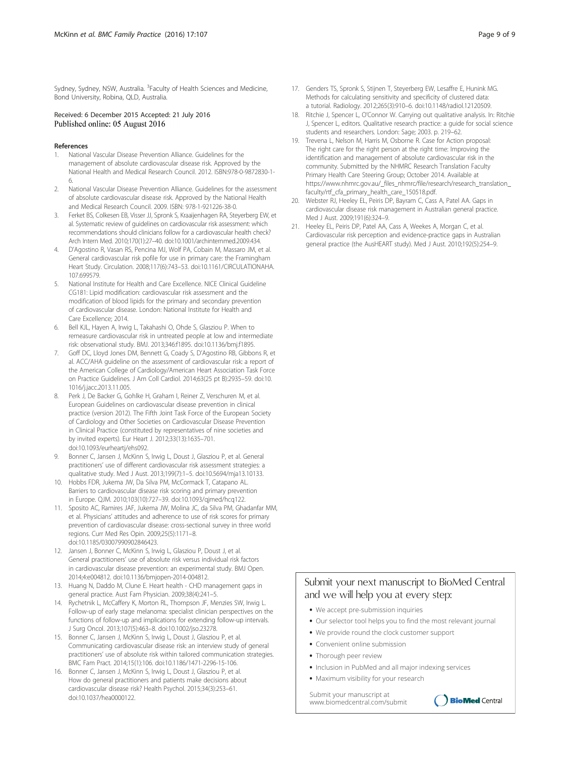Sydney, Sydney, NSW, Australia. [3]Faculty of Health Sciences and Medicine, Bond University, Robina, QLD, Australia.

Received: 6 December 2015 Accepted: 21 July 2016
Published online: 05 August 2016

## References

1. National Vascular Disease Prevention Alliance. Guidelines for the management of absolute cardiovascular disease risk. Approved by the National Health and Medical Research Council. 2012. ISBN:978-0-9872830-1-6.
2. National Vascular Disease Prevention Alliance. Guidelines for the assessment of absolute cardiovascular disease risk. Approved by the National Health and Medical Research Council. 2009. ISBN: 978-1-921226-38-0.
3. Ferket BS, Colkesen EB, Visser JJ, Spronk S, Kraaijenhagen RA, Steyerberg EW, et al. Systematic review of guidelines on cardiovascular risk assessment: which recommendations should clinicians follow for a cardiovascular health check? Arch Intern Med. 2010;170(1):27–40. doi:10.1001/archinternmed.2009.434.
4. D'Agostino R, Vasan RS, Pencina MJ, Wolf PA, Cobain M, Massaro JM, et al. General cardiovascular risk pofile for use in primary care: the Framingham Heart Study. Circulation. 2008;117(6):743–53. doi:10.1161/CIRCULATIONAHA.107.699579.
5. National Institute for Health and Care Excellence. NICE Clinical Guideline CG181: Lipid modification: cardiovascular risk assessment and the modification of blood lipids for the primary and secondary prevention of cardiovascular disease. London: National Institute for Health and Care Excellence; 2014.
6. Bell KJL, Hayen A, Irwig L, Takahashi O, Ohde S, Glasziou P. When to remeasure cardiovascular risk in untreated people at low and intermediate risk: observational study. BMJ. 2013;346:f1895. doi:10.1136/bmj.f1895.
7. Goff DC, Lloyd Jones DM, Bennett G, Coady S, D'Agostino RB, Gibbons R, et al. ACC/AHA guideline on the assessment of cardiovascular risk: a report of the American College of Cardiology/American Heart Association Task Force on Practice Guidelines. J Am Coll Cardiol. 2014;63(25 pt B):2935–59. doi:10.1016/j.jacc.2013.11.005.
8. Perk J, De Backer G, Gohlke H, Graham I, Reiner Z, Verschuren M, et al. European Guidelines on cardiovascular disease prevention in clinical practice (version 2012). The Fifth Joint Task Force of the European Society of Cardiology and Other Societies on Cardiovascular Disease Prevention in Clinical Practice (constituted by representatives of nine societies and by invited experts). Eur Heart J. 2012;33(13):1635–701. doi:10.1093/eurheartj/ehs092.
9. Bonner C, Jansen J, McKinn S, Irwig L, Doust J, Glasziou P, et al. General practitioners' use of different cardiovascular risk assessment strategies: a qualitative study. Med J Aust. 2013;199(7):1–5. doi:10.5694/mja13.10133.
10. Hobbs FDR, Jukema JW, Da Silva PM, McCormack T, Catapano AL. Barriers to cardiovascular disease risk scoring and primary prevention in Europe. QJM. 2010;103(10):727–39. doi:10.1093/qjmed/hcq122.
11. Sposito AC, Ramires JAF, Jukema JW, Molina JC, da Silva PM, Ghadanfar MM, et al. Physicians' attitudes and adherence to use of risk scores for primary prevention of cardiovascular disease: cross-sectional survey in three world regions. Curr Med Res Opin. 2009;25(5):1171–8. doi:10.1185/03007990902846423.
12. Jansen J, Bonner C, McKinn S, Irwig L, Glasziou P, Doust J, et al. General practitioners' use of absolute risk versus individual risk factors in cardiovascular disease prevention: an experimental study. BMJ Open. 2014;4:e004812. doi:10.1136/bmjopen-2014-004812.
13. Huang N, Daddo M, Clune E. Heart health - CHD management gaps in general practice. Aust Fam Physician. 2009;38(4):241–5.
14. Rychetnik L, McCaffery K, Morton RL, Thompson JF, Menzies SW, Irwig L. Follow-up of early stage melanoma: specialist clinician perspectives on the functions of follow-up and implications for extending follow-up intervals. J Surg Oncol. 2013;107(5):463–8. doi:10.1002/jso.23278.
15. Bonner C, Jansen J, McKinn S, Irwig L, Doust J, Glasziou P, et al. Communicating cardiovascular disease risk: an interview study of general practitioners' use of absolute risk within tailored communication strategies. BMC Fam Pract. 2014;15(1):106. doi:10.1186/1471-2296-15-106.
16. Bonner C, Jansen J, McKinn S, Irwig L, Doust J, Glasziou P, et al. How do general practitioners and patients make decisions about cardiovascular disease risk? Health Psychol. 2015;34(3):253–61. doi:10.1037/hea0000122.
17. Genders TS, Spronk S, Stijnen T, Steyerberg EW, Lesaffre E, Hunink MG. Methods for calculating sensitivity and specificity of clustered data: a tutorial. Radiology. 2012;265(3):910–6. doi:10.1148/radiol.12120509.
18. Ritchie J, Spencer L, O'Connor W. Carrying out qualitative analysis. In: Ritchie J, Spencer L, editors. Qualitative research practice: a guide for social science students and researchers. London: Sage; 2003. p. 219–62.
19. Trevena L, Nelson M, Harris M, Osborne R. Case for Action proposal: The right care for the right person at the right time: Improving the identification and management of absolute cardiovascular risk in the community. Submitted by the NHMRC Research Translation Faculty Primary Health Care Steering Group; October 2014. Available at https://www.nhmrc.gov.au/_files_nhmrc/file/research/research_translation_faculty/rtf_cfa_primary_health_care_150518.pdf.
20. Webster RJ, Heeley EL, Peiris DP, Bayram C, Cass A, Patel AA. Gaps in cardiovascular disease risk management in Australian general practice. Med J Aust. 2009;191(6):324–9.
21. Heeley EL, Peiris DP, Patel AA, Cass A, Weekes A, Morgan C, et al. Cardiovascular risk perception and evidence-practice gaps in Australian general practice (the AusHEART study). Med J Aust. 2010;192(5):254–9.

Submit your next manuscript to BioMed Central and we will help you at every step:

- We accept pre-submission inquiries
- Our selector tool helps you to find the most relevant journal
- We provide round the clock customer support
- Convenient online submission
- Thorough peer review
- Inclusion in PubMed and all major indexing services
- Maximum visibility for your research

Submit your manuscript at www.biomedcentral.com/submit

BioMed Central